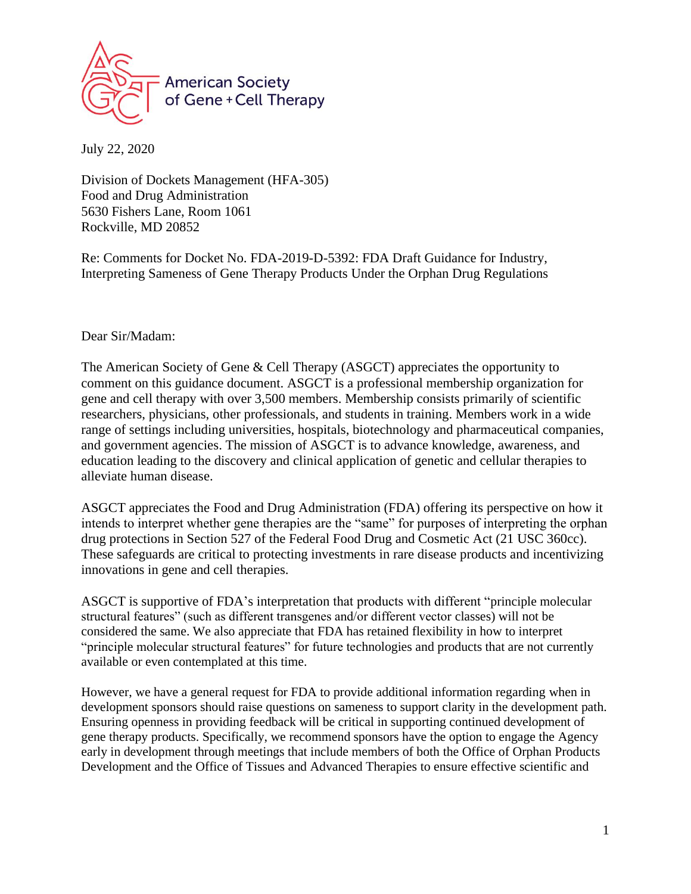American Society of Gene + Cell Therapy

July 22, 2020

Division of Dockets Management (HFA-305)
Food and Drug Administration
5630 Fishers Lane, Room 1061
Rockville, MD 20852

Re: Comments for Docket No. FDA-2019-D-5392: FDA Draft Guidance for Industry, Interpreting Sameness of Gene Therapy Products Under the Orphan Drug Regulations

Dear Sir/Madam:

The American Society of Gene & Cell Therapy (ASGCT) appreciates the opportunity to comment on this guidance document. ASGCT is a professional membership organization for gene and cell therapy with over 3,500 members. Membership consists primarily of scientific researchers, physicians, other professionals, and students in training. Members work in a wide range of settings including universities, hospitals, biotechnology and pharmaceutical companies, and government agencies. The mission of ASGCT is to advance knowledge, awareness, and education leading to the discovery and clinical application of genetic and cellular therapies to alleviate human disease.

ASGCT appreciates the Food and Drug Administration (FDA) offering its perspective on how it intends to interpret whether gene therapies are the "same" for purposes of interpreting the orphan drug protections in Section 527 of the Federal Food Drug and Cosmetic Act (21 USC 360cc). These safeguards are critical to protecting investments in rare disease products and incentivizing innovations in gene and cell therapies.

ASGCT is supportive of FDA's interpretation that products with different "principle molecular structural features" (such as different transgenes and/or different vector classes) will not be considered the same. We also appreciate that FDA has retained flexibility in how to interpret "principle molecular structural features" for future technologies and products that are not currently available or even contemplated at this time.

However, we have a general request for FDA to provide additional information regarding when in development sponsors should raise questions on sameness to support clarity in the development path. Ensuring openness in providing feedback will be critical in supporting continued development of gene therapy products. Specifically, we recommend sponsors have the option to engage the Agency early in development through meetings that include members of both the Office of Orphan Products Development and the Office of Tissues and Advanced Therapies to ensure effective scientific and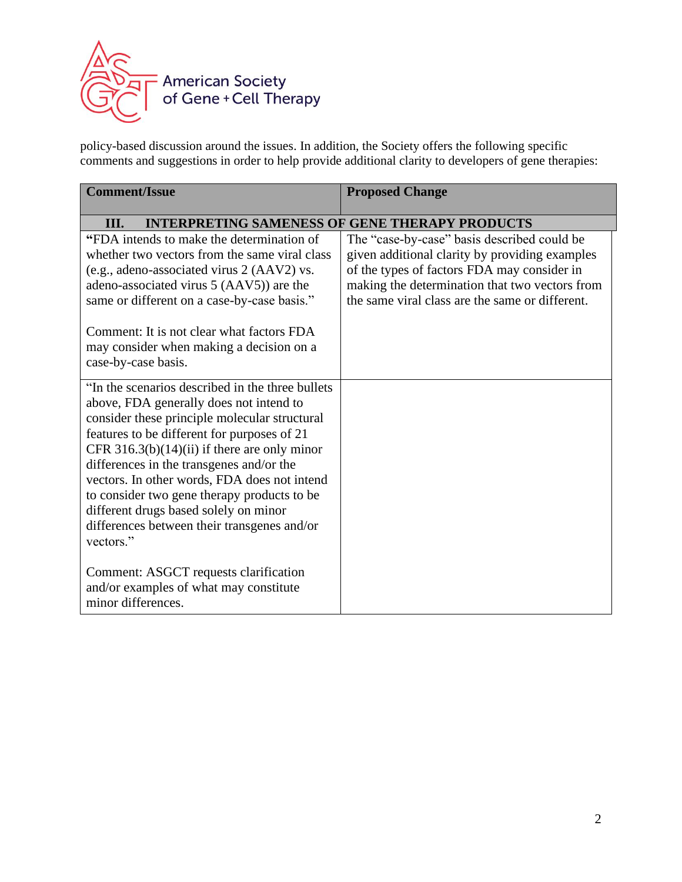policy-based discussion around the issues. In addition, the Society offers the following specific comments and suggestions in order to help provide additional clarity to developers of gene therapies:

| Comment/Issue | Proposed Change |
| --- | --- |
| **III. INTERPRETING SAMENESS OF GENE THERAPY PRODUCTS** | |
| "FDA intends to make the determination of whether two vectors from the same viral class (e.g., adeno-associated virus 2 (AAV2) vs. adeno-associated virus 5 (AAV5)) are the same or different on a case-by-case basis."<br><br>Comment: It is not clear what factors FDA may consider when making a decision on a case-by-case basis. | The "case-by-case" basis described could be given additional clarity by providing examples of the types of factors FDA may consider in making the determination that two vectors from the same viral class are the same or different. |
| "In the scenarios described in the three bullets above, FDA generally does not intend to consider these principle molecular structural features to be different for purposes of 21 CFR 316.3(b)(14)(ii) if there are only minor differences in the transgenes and/or the vectors. In other words, FDA does not intend to consider two gene therapy products to be different drugs based solely on minor differences between their transgenes and/or vectors."<br><br>Comment: ASGCT requests clarification and/or examples of what may constitute minor differences. | |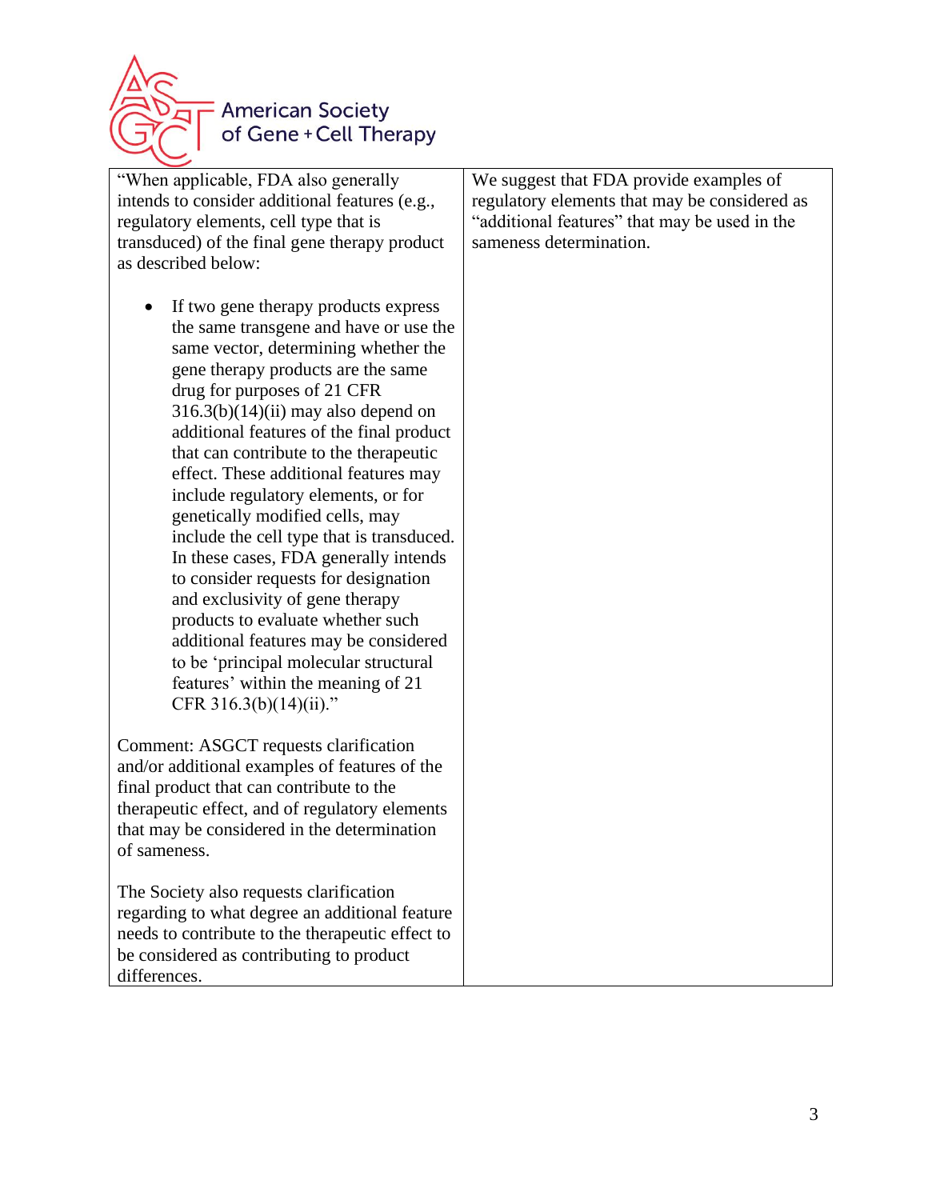| | |
|---|---|
| "When applicable, FDA also generally intends to consider additional features (e.g., regulatory elements, cell type that is transduced) of the final gene therapy product as described below:<br><br>• If two gene therapy products express the same transgene and have or use the same vector, determining whether the gene therapy products are the same drug for purposes of 21 CFR 316.3(b)(14)(ii) may also depend on additional features of the final product that can contribute to the therapeutic effect. These additional features may include regulatory elements, or for genetically modified cells, may include the cell type that is transduced. In these cases, FDA generally intends to consider requests for designation and exclusivity of gene therapy products to evaluate whether such additional features may be considered to be 'principal molecular structural features' within the meaning of 21 CFR 316.3(b)(14)(ii)."<br><br>Comment: ASGCT requests clarification and/or additional examples of features of the final product that can contribute to the therapeutic effect, and of regulatory elements that may be considered in the determination of sameness.<br><br>The Society also requests clarification regarding to what degree an additional feature needs to contribute to the therapeutic effect to be considered as contributing to product differences. | We suggest that FDA provide examples of regulatory elements that may be considered as "additional features" that may be used in the sameness determination. |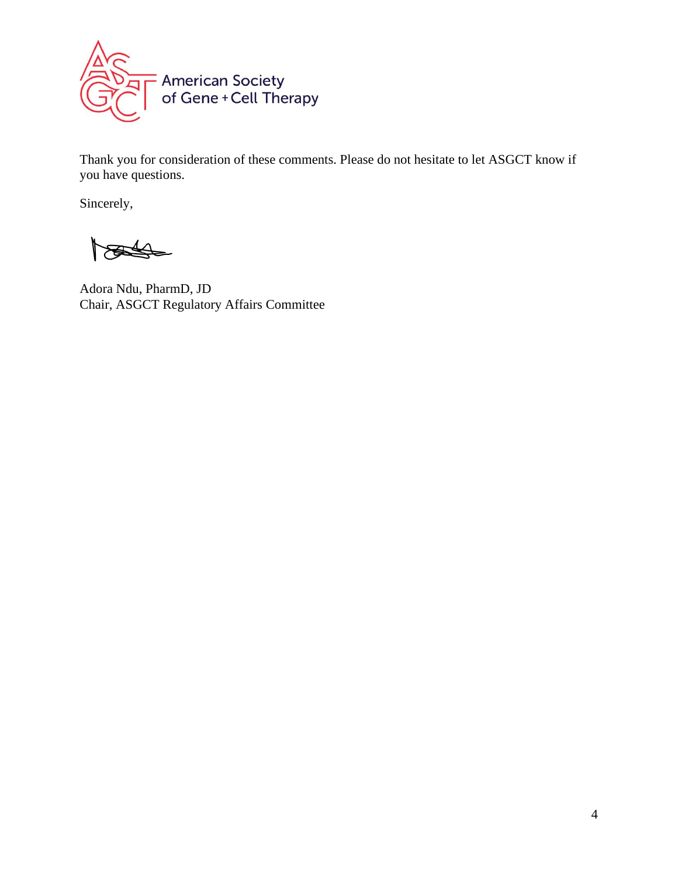Thank you for consideration of these comments. Please do not hesitate to let ASGCT know if you have questions.

Sincerely,

Adora Ndu, PharmD, JD
Chair, ASGCT Regulatory Affairs Committee